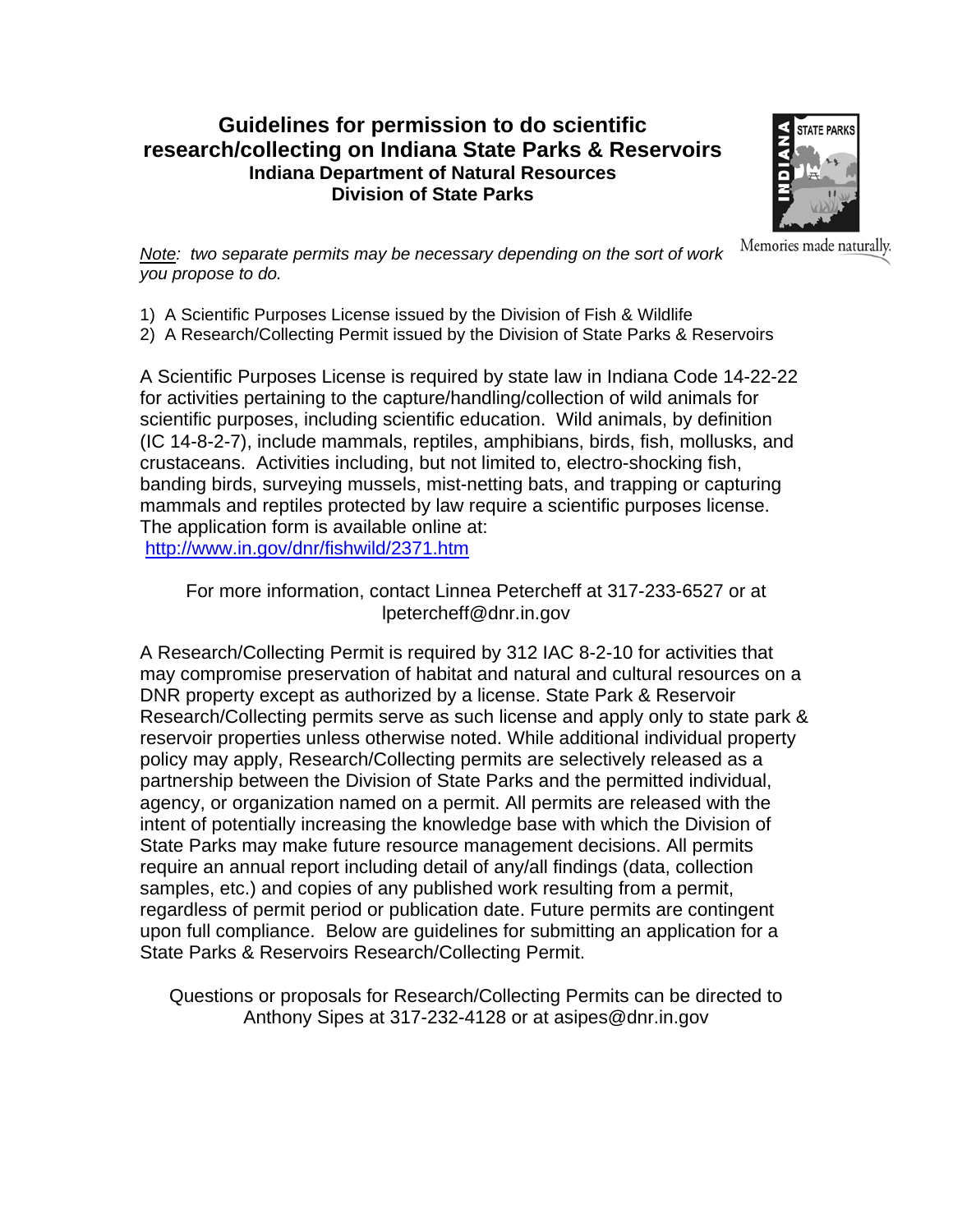# Guidelines for permission to do scientific research/collecting on Indiana State Parks & Reservoirs

### Indiana Department of Natural Resources
### Division of State Parks

*Note: two separate permits may be necessary depending on the sort of work you propose to do.*

1) A Scientific Purposes License issued by the Division of Fish & Wildlife
2) A Research/Collecting Permit issued by the Division of State Parks & Reservoirs

A Scientific Purposes License is required by state law in Indiana Code 14-22-22 for activities pertaining to the capture/handling/collection of wild animals for scientific purposes, including scientific education. Wild animals, by definition (IC 14-8-2-7), include mammals, reptiles, amphibians, birds, fish, mollusks, and crustaceans. Activities including, but not limited to, electro-shocking fish, banding birds, surveying mussels, mist-netting bats, and trapping or capturing mammals and reptiles protected by law require a scientific purposes license. The application form is available online at:
http://www.in.gov/dnr/fishwild/2371.htm

For more information, contact Linnea Petercheff at 317-233-6527 or at lpetercheff@dnr.in.gov

A Research/Collecting Permit is required by 312 IAC 8-2-10 for activities that may compromise preservation of habitat and natural and cultural resources on a DNR property except as authorized by a license. State Park & Reservoir Research/Collecting permits serve as such license and apply only to state park & reservoir properties unless otherwise noted. While additional individual property policy may apply, Research/Collecting permits are selectively released as a partnership between the Division of State Parks and the permitted individual, agency, or organization named on a permit. All permits are released with the intent of potentially increasing the knowledge base with which the Division of State Parks may make future resource management decisions. All permits require an annual report including detail of any/all findings (data, collection samples, etc.) and copies of any published work resulting from a permit, regardless of permit period or publication date. Future permits are contingent upon full compliance. Below are guidelines for submitting an application for a State Parks & Reservoirs Research/Collecting Permit.

Questions or proposals for Research/Collecting Permits can be directed to Anthony Sipes at 317-232-4128 or at asipes@dnr.in.gov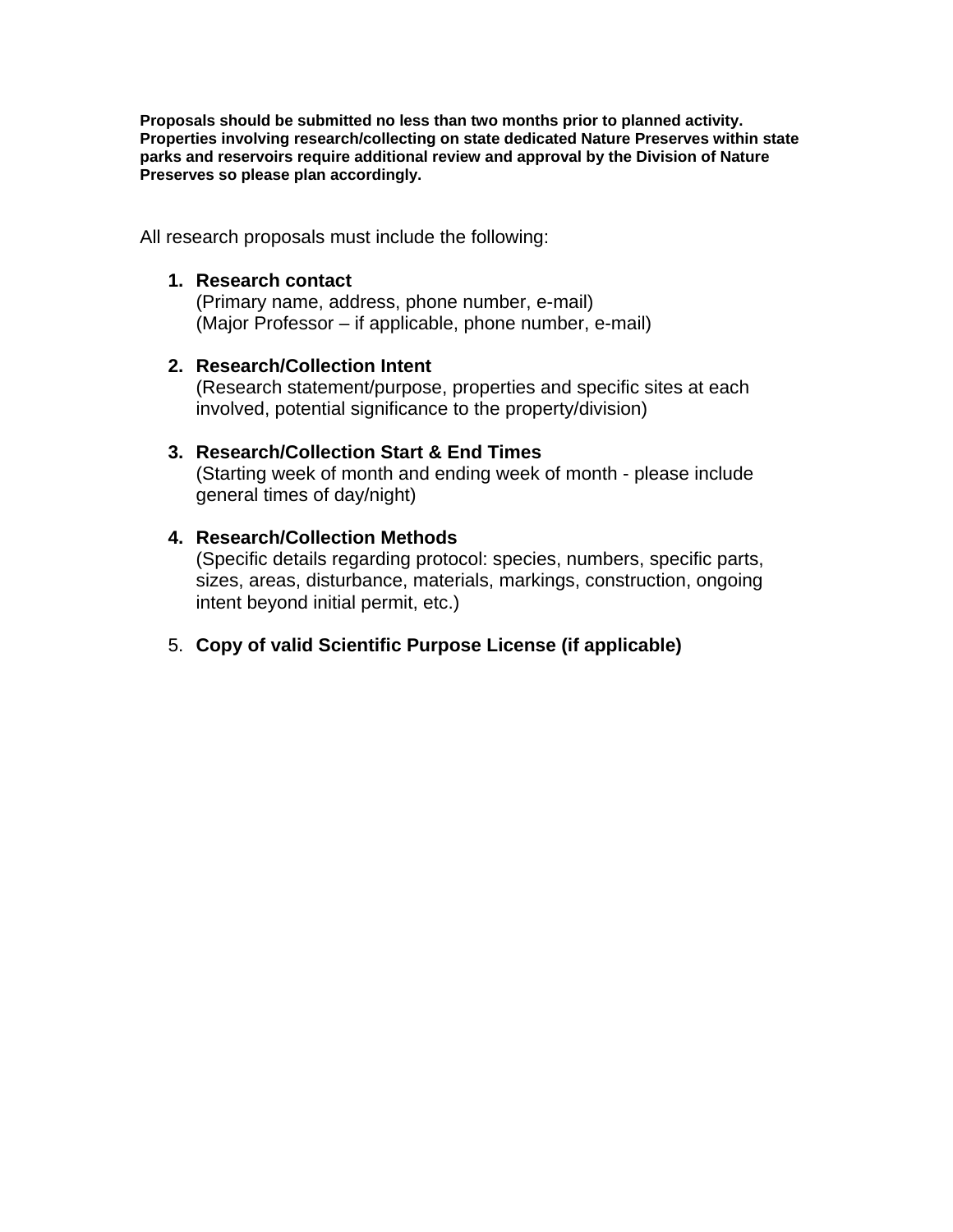**Proposals should be submitted no less than two months prior to planned activity. Properties involving research/collecting on state dedicated Nature Preserves within state parks and reservoirs require additional review and approval by the Division of Nature Preserves so please plan accordingly.**

All research proposals must include the following:

1. **Research contact**
   (Primary name, address, phone number, e-mail)
   (Major Professor – if applicable, phone number, e-mail)

2. **Research/Collection Intent**
   (Research statement/purpose, properties and specific sites at each involved, potential significance to the property/division)

3. **Research/Collection Start & End Times**
   (Starting week of month and ending week of month - please include general times of day/night)

4. **Research/Collection Methods**
   (Specific details regarding protocol: species, numbers, specific parts, sizes, areas, disturbance, materials, markings, construction, ongoing intent beyond initial permit, etc.)

5. **Copy of valid Scientific Purpose License (if applicable)**